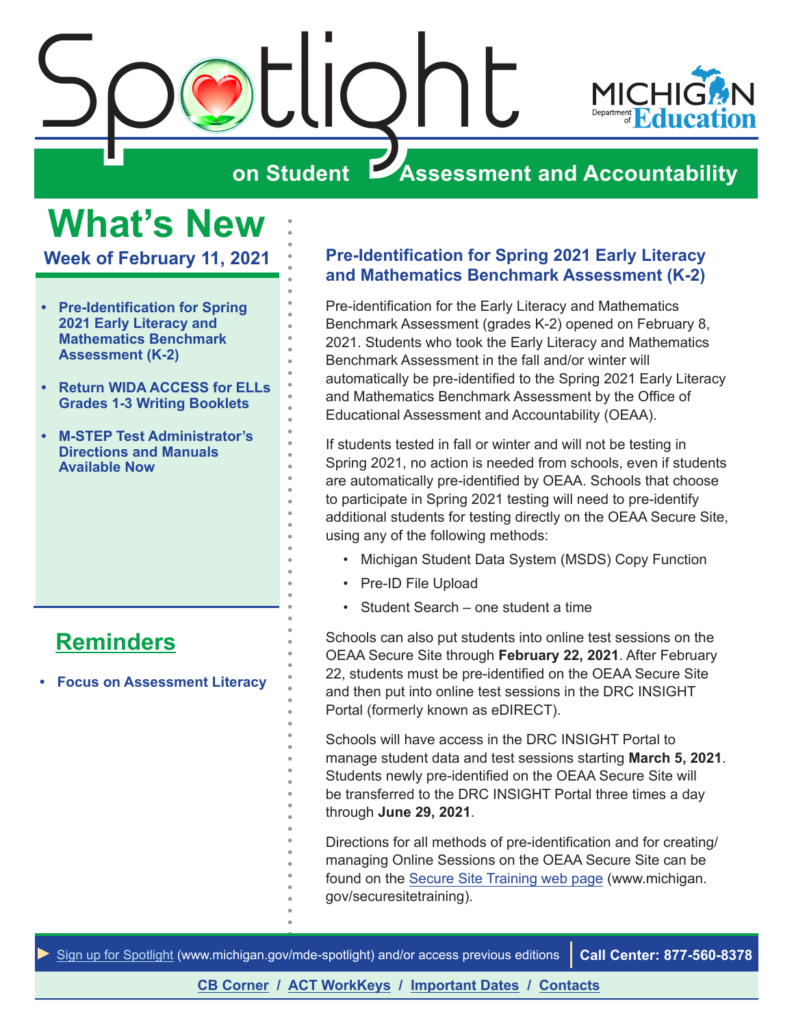# Spotlight on Student Assessment and Accountability

MICHIGAN Department of Education

## What's New

**Week of February 11, 2021**

- **Pre-Identification for Spring 2021 Early Literacy and Mathematics Benchmark Assessment (K-2)**
- **Return WIDA ACCESS for ELLs Grades 1-3 Writing Booklets**
- **M-STEP Test Administrator's Directions and Manuals Available Now**

## Reminders

- **Focus on Assessment Literacy**

### Pre-Identification for Spring 2021 Early Literacy and Mathematics Benchmark Assessment (K-2)

Pre-identification for the Early Literacy and Mathematics Benchmark Assessment (grades K-2) opened on February 8, 2021. Students who took the Early Literacy and Mathematics Benchmark Assessment in the fall and/or winter will automatically be pre-identified to the Spring 2021 Early Literacy and Mathematics Benchmark Assessment by the Office of Educational Assessment and Accountability (OEAA).

If students tested in fall or winter and will not be testing in Spring 2021, no action is needed from schools, even if students are automatically pre-identified by OEAA. Schools that choose to participate in Spring 2021 testing will need to pre-identify additional students for testing directly on the OEAA Secure Site, using any of the following methods:

- Michigan Student Data System (MSDS) Copy Function
- Pre-ID File Upload
- Student Search – one student a time

Schools can also put students into online test sessions on the OEAA Secure Site through **February 22, 2021**. After February 22, students must be pre-identified on the OEAA Secure Site and then put into online test sessions in the DRC INSIGHT Portal (formerly known as eDIRECT).

Schools will have access in the DRC INSIGHT Portal to manage student data and test sessions starting **March 5, 2021**. Students newly pre-identified on the OEAA Secure Site will be transferred to the DRC INSIGHT Portal three times a day through **June 29, 2021**.

Directions for all methods of pre-identification and for creating/managing Online Sessions on the OEAA Secure Site can be found on the Secure Site Training web page (www.michigan.gov/securesitetraining).

---

► Sign up for Spotlight (www.michigan.gov/mde-spotlight) and/or access previous editions | **Call Center: 877-560-8378**

**CB Corner / ACT WorkKeys / Important Dates / Contacts**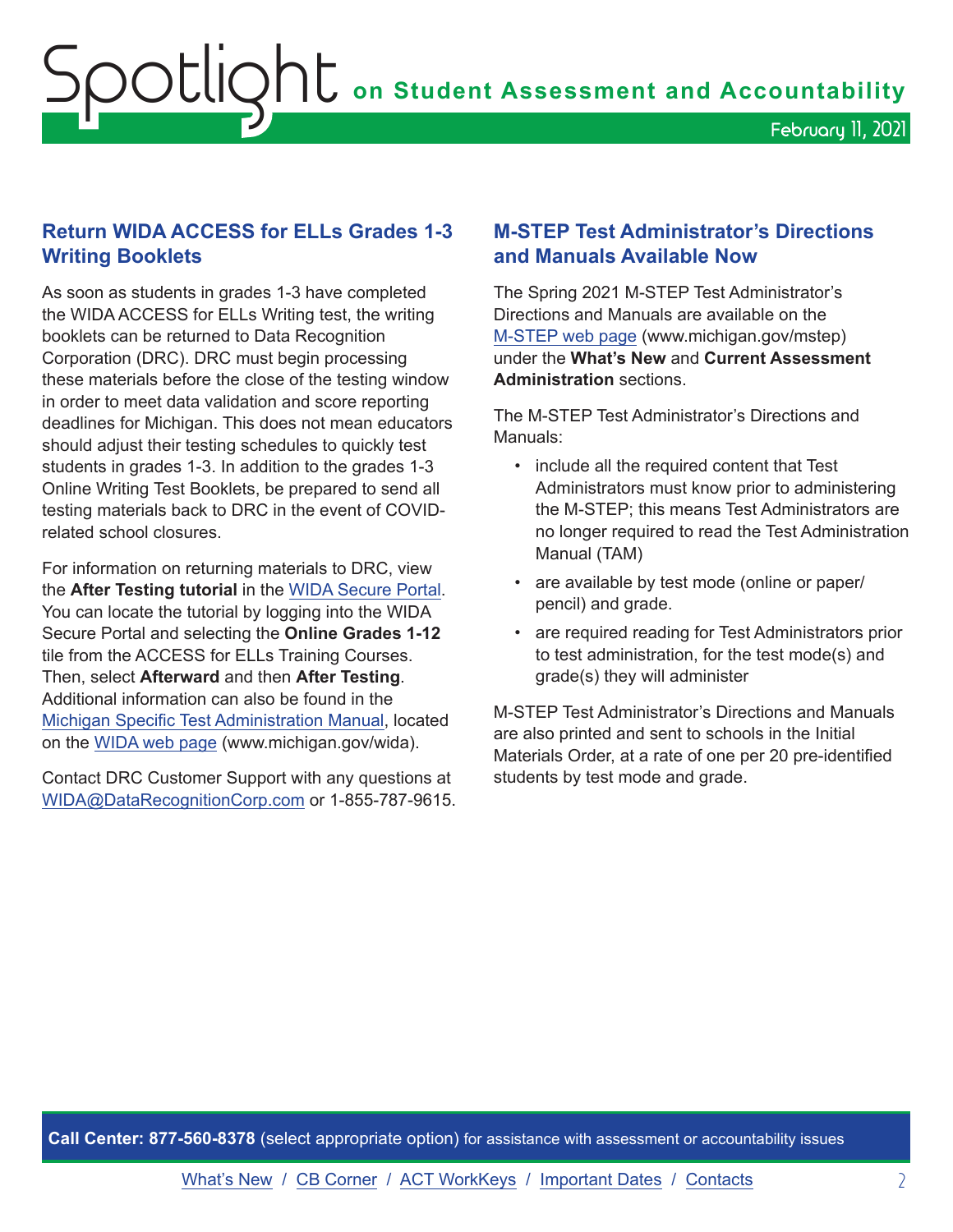## Return WIDA ACCESS for ELLs Grades 1-3 Writing Booklets

As soon as students in grades 1-3 have completed the WIDA ACCESS for ELLs Writing test, the writing booklets can be returned to Data Recognition Corporation (DRC). DRC must begin processing these materials before the close of the testing window in order to meet data validation and score reporting deadlines for Michigan. This does not mean educators should adjust their testing schedules to quickly test students in grades 1-3. In addition to the grades 1-3 Online Writing Test Booklets, be prepared to send all testing materials back to DRC in the event of COVID-related school closures.

For information on returning materials to DRC, view the **After Testing tutorial** in the [WIDA Secure Portal](). You can locate the tutorial by logging into the WIDA Secure Portal and selecting the **Online Grades 1-12** tile from the ACCESS for ELLs Training Courses. Then, select **Afterward** and then **After Testing**. Additional information can also be found in the [Michigan Specific Test Administration Manual](), located on the [WIDA web page]() (www.michigan.gov/wida).

Contact DRC Customer Support with any questions at [WIDA@DataRecognitionCorp.com]() or 1-855-787-9615.

## M-STEP Test Administrator's Directions and Manuals Available Now

The Spring 2021 M-STEP Test Administrator's Directions and Manuals are available on the [M-STEP web page]() (www.michigan.gov/mstep) under the **What's New** and **Current Assessment Administration** sections.

The M-STEP Test Administrator's Directions and Manuals:

- include all the required content that Test Administrators must know prior to administering the M-STEP; this means Test Administrators are no longer required to read the Test Administration Manual (TAM)
- are available by test mode (online or paper/pencil) and grade.
- are required reading for Test Administrators prior to test administration, for the test mode(s) and grade(s) they will administer

M-STEP Test Administrator's Directions and Manuals are also printed and sent to schools in the Initial Materials Order, at a rate of one per 20 pre-identified students by test mode and grade.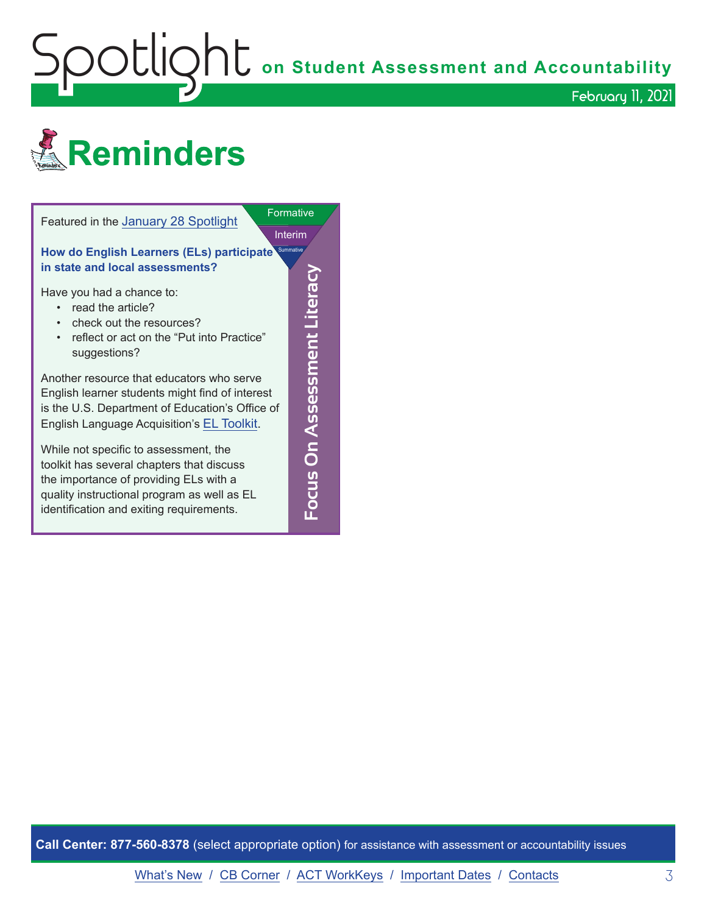# Reminders

**Focus On Assessment Literacy**

Formative / Interim / Summative

Featured in the January 28 Spotlight

**How do English Learners (ELs) participate in state and local assessments?**

Have you had a chance to:

- read the article?
- check out the resources?
- reflect or act on the "Put into Practice" suggestions?

Another resource that educators who serve English learner students might find of interest is the U.S. Department of Education's Office of English Language Acquisition's EL Toolkit.

While not specific to assessment, the toolkit has several chapters that discuss the importance of providing ELs with a quality instructional program as well as EL identification and exiting requirements.

**Call Center: 877-560-8378** (select appropriate option) for assistance with assessment or accountability issues

What's New / CB Corner / ACT WorkKeys / Important Dates / Contacts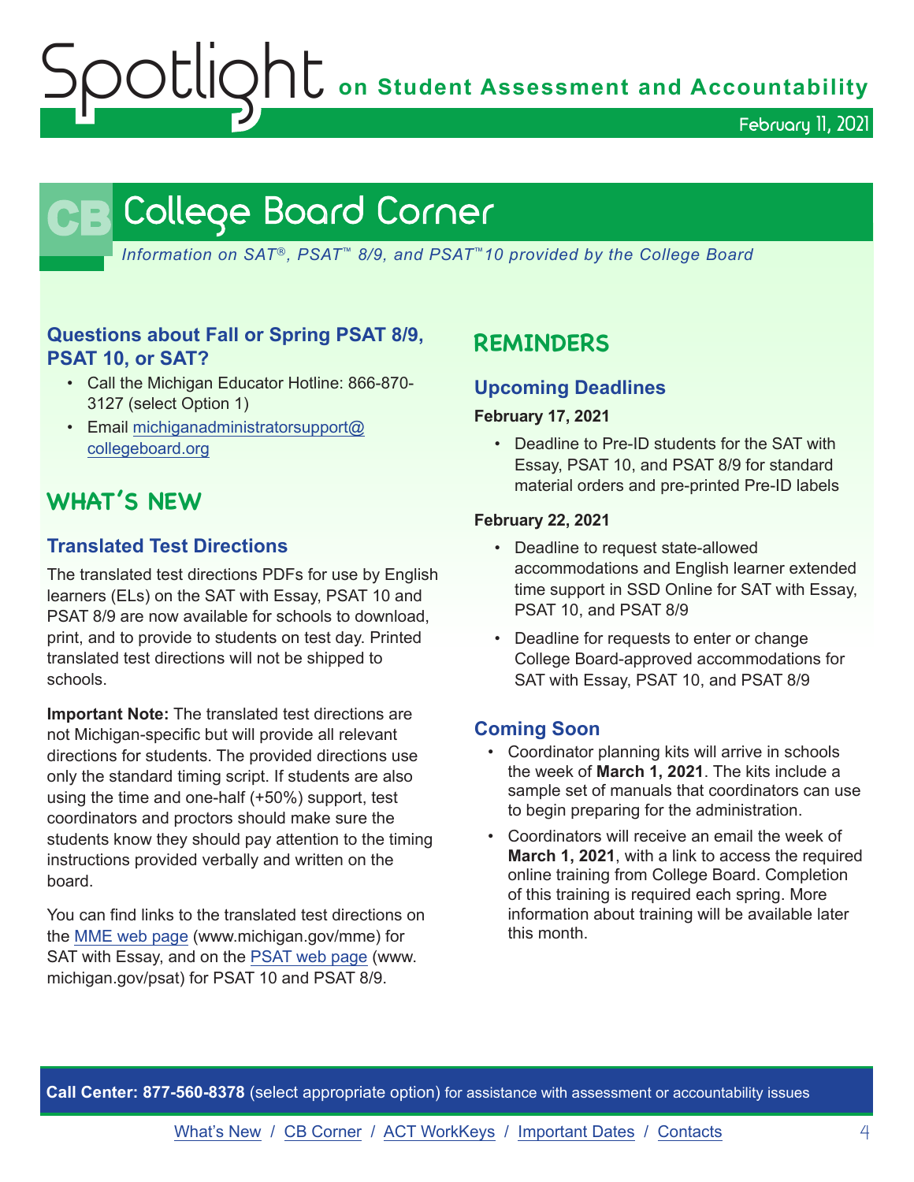# College Board Corner

*Information on SAT®, PSAT™ 8/9, and PSAT™10 provided by the College Board*

### Questions about Fall or Spring PSAT 8/9, PSAT 10, or SAT?

- Call the Michigan Educator Hotline: 866-870-3127 (select Option 1)
- Email michiganadministratorsupport@collegeboard.org

## WHAT'S NEW

### Translated Test Directions

The translated test directions PDFs for use by English learners (ELs) on the SAT with Essay, PSAT 10 and PSAT 8/9 are now available for schools to download, print, and to provide to students on test day. Printed translated test directions will not be shipped to schools.

**Important Note:** The translated test directions are not Michigan-specific but will provide all relevant directions for students. The provided directions use only the standard timing script. If students are also using the time and one-half (+50%) support, test coordinators and proctors should make sure the students know they should pay attention to the timing instructions provided verbally and written on the board.

You can find links to the translated test directions on the MME web page (www.michigan.gov/mme) for SAT with Essay, and on the PSAT web page (www.michigan.gov/psat) for PSAT 10 and PSAT 8/9.

## REMINDERS

### Upcoming Deadlines

**February 17, 2021**

- Deadline to Pre-ID students for the SAT with Essay, PSAT 10, and PSAT 8/9 for standard material orders and pre-printed Pre-ID labels

**February 22, 2021**

- Deadline to request state-allowed accommodations and English learner extended time support in SSD Online for SAT with Essay, PSAT 10, and PSAT 8/9
- Deadline for requests to enter or change College Board-approved accommodations for SAT with Essay, PSAT 10, and PSAT 8/9

### Coming Soon

- Coordinator planning kits will arrive in schools the week of **March 1, 2021**. The kits include a sample set of manuals that coordinators can use to begin preparing for the administration.
- Coordinators will receive an email the week of **March 1, 2021**, with a link to access the required online training from College Board. Completion of this training is required each spring. More information about training will be available later this month.

**Call Center: 877-560-8378** (select appropriate option) for assistance with assessment or accountability issues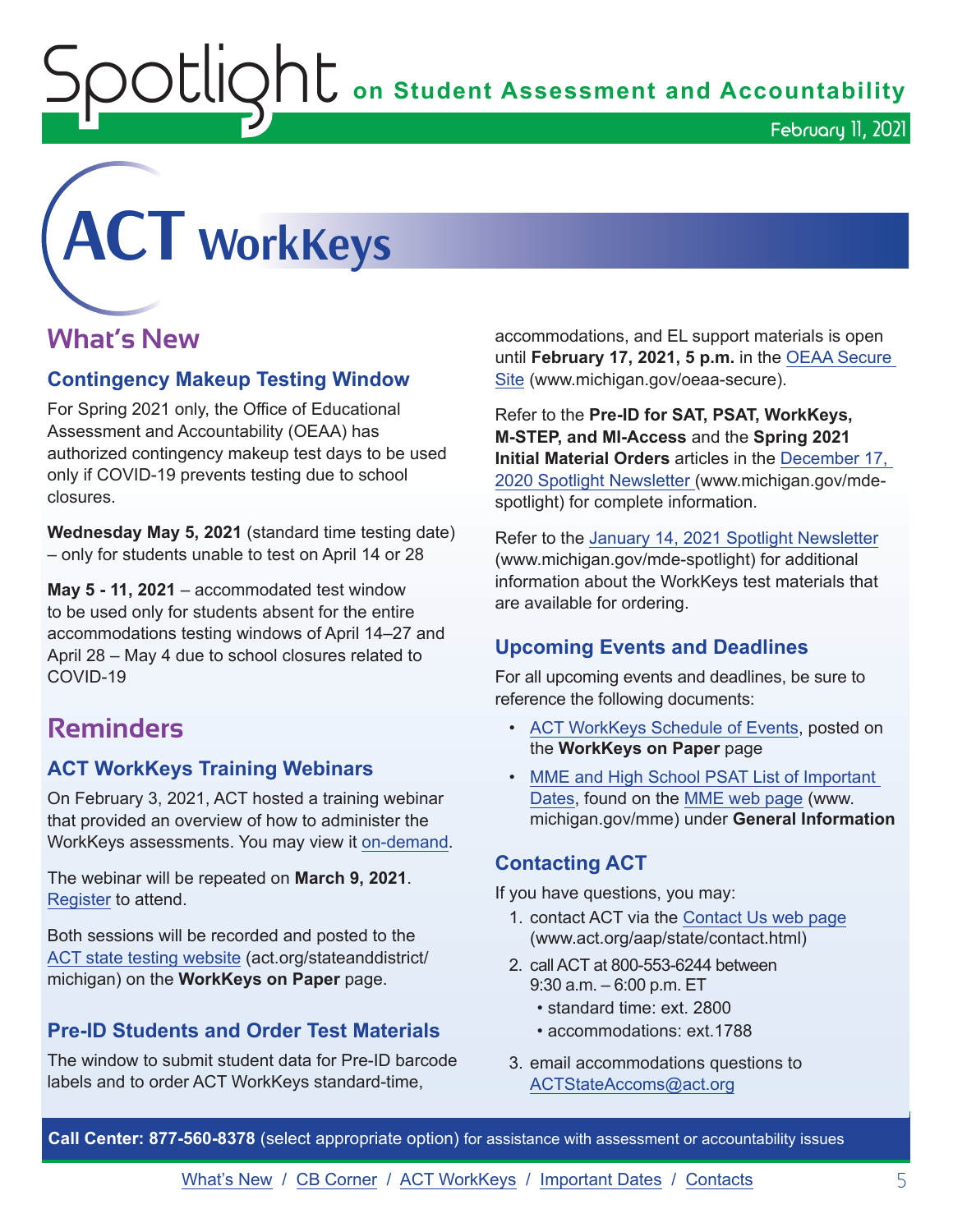# ACT WorkKeys

## What's New

### Contingency Makeup Testing Window

For Spring 2021 only, the Office of Educational Assessment and Accountability (OEAA) has authorized contingency makeup test days to be used only if COVID-19 prevents testing due to school closures.

**Wednesday May 5, 2021** (standard time testing date) – only for students unable to test on April 14 or 28

**May 5 - 11, 2021** – accommodated test window to be used only for students absent for the entire accommodations testing windows of April 14–27 and April 28 – May 4 due to school closures related to COVID-19

## Reminders

### ACT WorkKeys Training Webinars

On February 3, 2021, ACT hosted a training webinar that provided an overview of how to administer the WorkKeys assessments. You may view it on-demand.

The webinar will be repeated on **March 9, 2021**. Register to attend.

Both sessions will be recorded and posted to the ACT state testing website (act.org/stateanddistrict/michigan) on the **WorkKeys on Paper** page.

### Pre-ID Students and Order Test Materials

The window to submit student data for Pre-ID barcode labels and to order ACT WorkKeys standard-time, accommodations, and EL support materials is open until **February 17, 2021, 5 p.m.** in the OEAA Secure Site (www.michigan.gov/oeaa-secure).

Refer to the **Pre-ID for SAT, PSAT, WorkKeys, M-STEP, and MI-Access** and the **Spring 2021 Initial Material Orders** articles in the December 17, 2020 Spotlight Newsletter (www.michigan.gov/mde-spotlight) for complete information.

Refer to the January 14, 2021 Spotlight Newsletter (www.michigan.gov/mde-spotlight) for additional information about the WorkKeys test materials that are available for ordering.

### Upcoming Events and Deadlines

For all upcoming events and deadlines, be sure to reference the following documents:

- ACT WorkKeys Schedule of Events, posted on the **WorkKeys on Paper** page
- MME and High School PSAT List of Important Dates, found on the MME web page (www.michigan.gov/mme) under **General Information**

### Contacting ACT

If you have questions, you may:

1. contact ACT via the Contact Us web page (www.act.org/aap/state/contact.html)
2. call ACT at 800-553-6244 between 9:30 a.m. – 6:00 p.m. ET
   - standard time: ext. 2800
   - accommodations: ext.1788
3. email accommodations questions to ACTStateAccoms@act.org

**Call Center: 877-560-8378** (select appropriate option) for assistance with assessment or accountability issues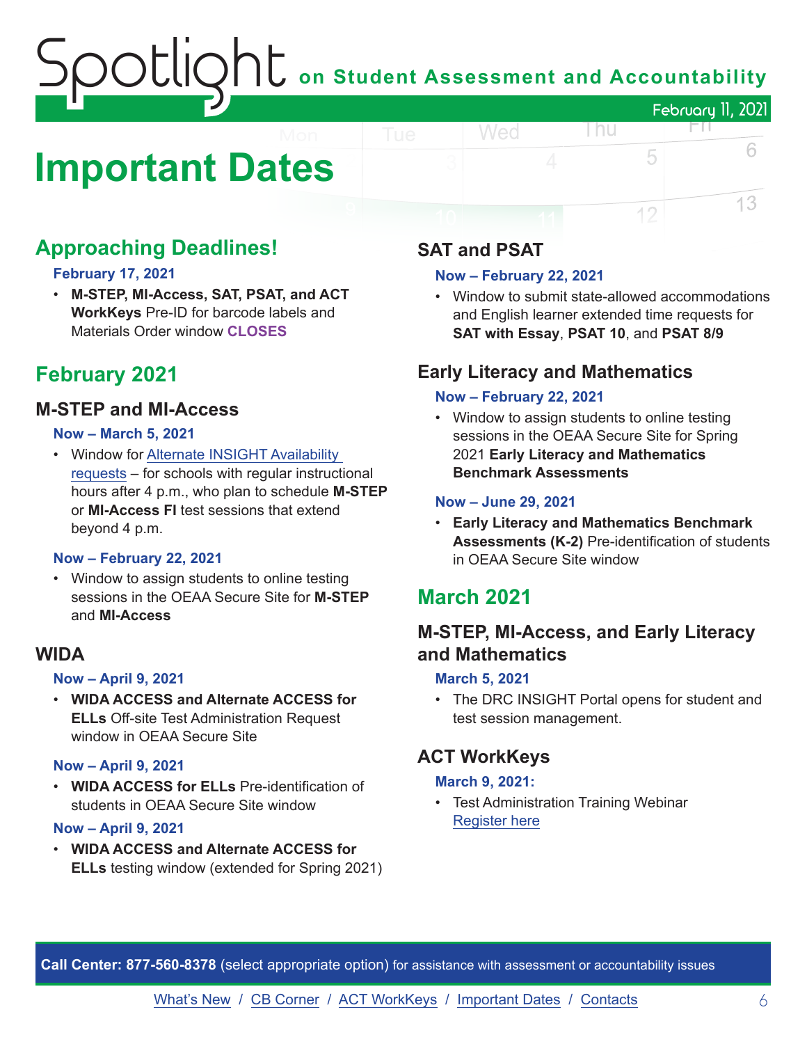# Important Dates

## Approaching Deadlines!

**February 17, 2021**

- **M-STEP, MI-Access, SAT, PSAT, and ACT WorkKeys** Pre-ID for barcode labels and Materials Order window **CLOSES**

## February 2021

### M-STEP and MI-Access

**Now – March 5, 2021**

- Window for Alternate INSIGHT Availability requests – for schools with regular instructional hours after 4 p.m., who plan to schedule **M-STEP** or **MI-Access FI** test sessions that extend beyond 4 p.m.

**Now – February 22, 2021**

- Window to assign students to online testing sessions in the OEAA Secure Site for **M-STEP** and **MI-Access**

### WIDA

**Now – April 9, 2021**

- **WIDA ACCESS and Alternate ACCESS for ELLs** Off-site Test Administration Request window in OEAA Secure Site

**Now – April 9, 2021**

- **WIDA ACCESS for ELLs** Pre-identification of students in OEAA Secure Site window

**Now – April 9, 2021**

- **WIDA ACCESS and Alternate ACCESS for ELLs** testing window (extended for Spring 2021)

### SAT and PSAT

**Now – February 22, 2021**

- Window to submit state-allowed accommodations and English learner extended time requests for **SAT with Essay**, **PSAT 10**, and **PSAT 8/9**

### Early Literacy and Mathematics

**Now – February 22, 2021**

- Window to assign students to online testing sessions in the OEAA Secure Site for Spring 2021 **Early Literacy and Mathematics Benchmark Assessments**

**Now – June 29, 2021**

- **Early Literacy and Mathematics Benchmark Assessments (K-2)** Pre-identification of students in OEAA Secure Site window

## March 2021

### M-STEP, MI-Access, and Early Literacy and Mathematics

**March 5, 2021**

- The DRC INSIGHT Portal opens for student and test session management.

### ACT WorkKeys

**March 9, 2021:**

- Test Administration Training Webinar Register here

**Call Center: 877-560-8378** (select appropriate option) for assistance with assessment or accountability issues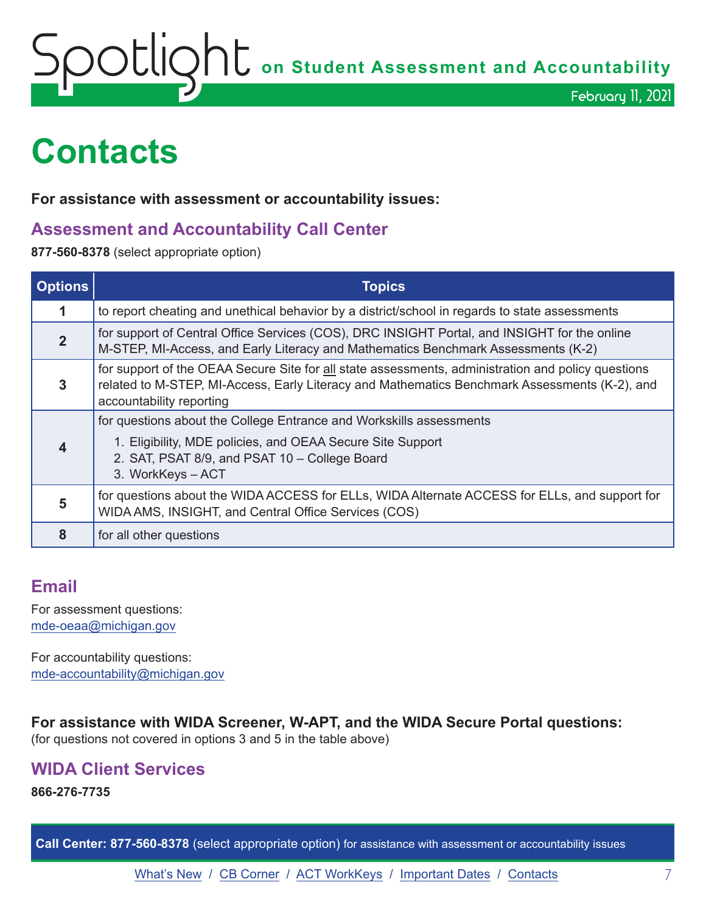# Contacts

**For assistance with assessment or accountability issues:**

## Assessment and Accountability Call Center

**877-560-8378** (select appropriate option)

| Options | Topics |
|---|---|
| 1 | to report cheating and unethical behavior by a district/school in regards to state assessments |
| 2 | for support of Central Office Services (COS), DRC INSIGHT Portal, and INSIGHT for the online M-STEP, MI-Access, and Early Literacy and Mathematics Benchmark Assessments (K-2) |
| 3 | for support of the OEAA Secure Site for all state assessments, administration and policy questions related to M-STEP, MI-Access, Early Literacy and Mathematics Benchmark Assessments (K-2), and accountability reporting |
| 4 | for questions about the College Entrance and Workskills assessments<br>1. Eligibility, MDE policies, and OEAA Secure Site Support<br>2. SAT, PSAT 8/9, and PSAT 10 – College Board<br>3. WorkKeys – ACT |
| 5 | for questions about the WIDA ACCESS for ELLs, WIDA Alternate ACCESS for ELLs, and support for WIDA AMS, INSIGHT, and Central Office Services (COS) |
| 8 | for all other questions |

## Email

For assessment questions:
mde-oeaa@michigan.gov

For accountability questions:
mde-accountability@michigan.gov

**For assistance with WIDA Screener, W-APT, and the WIDA Secure Portal questions:**
(for questions not covered in options 3 and 5 in the table above)

## WIDA Client Services

**866-276-7735**

**Call Center: 877-560-8378** (select appropriate option) for assistance with assessment or accountability issues